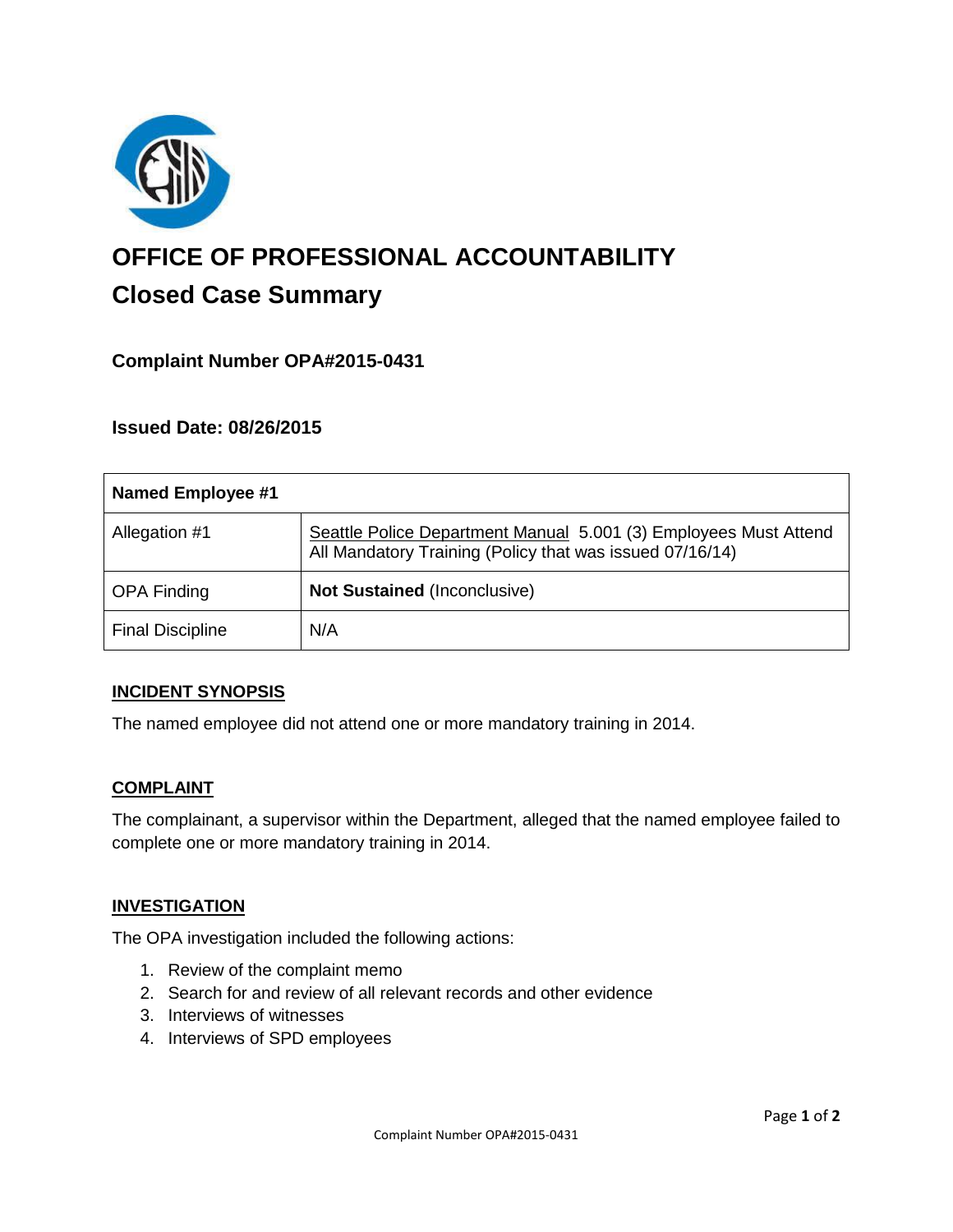# OFFICE OF PROFESSIONAL ACCOUNTABILITY

## Closed Case Summary

### Complaint Number OPA#2015-0431

### Issued Date: 08/26/2015

| Named Employee #1 | |
|---|---|
| Allegation #1 | Seattle Police Department Manual 5.001 (3) Employees Must Attend All Mandatory Training (Policy that was issued 07/16/14) |
| OPA Finding | **Not Sustained** (Inconclusive) |
| Final Discipline | N/A |

### INCIDENT SYNOPSIS

The named employee did not attend one or more mandatory training in 2014.

### COMPLAINT

The complainant, a supervisor within the Department, alleged that the named employee failed to complete one or more mandatory training in 2014.

### INVESTIGATION

The OPA investigation included the following actions:

1. Review of the complaint memo
2. Search for and review of all relevant records and other evidence
3. Interviews of witnesses
4. Interviews of SPD employees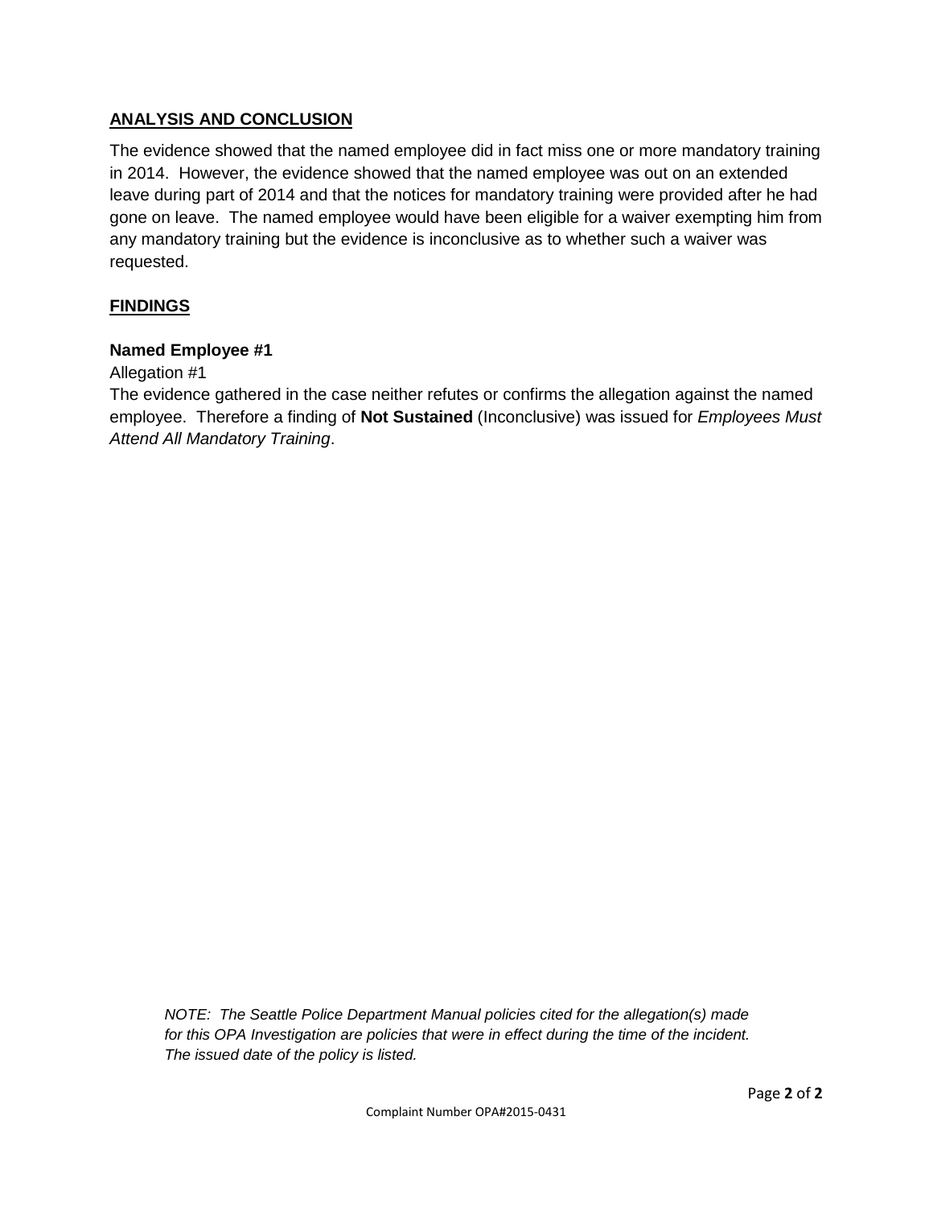## ANALYSIS AND CONCLUSION

The evidence showed that the named employee did in fact miss one or more mandatory training in 2014. However, the evidence showed that the named employee was out on an extended leave during part of 2014 and that the notices for mandatory training were provided after he had gone on leave. The named employee would have been eligible for a waiver exempting him from any mandatory training but the evidence is inconclusive as to whether such a waiver was requested.

## FINDINGS

### Named Employee #1

Allegation #1

The evidence gathered in the case neither refutes or confirms the allegation against the named employee. Therefore a finding of **Not Sustained** (Inconclusive) was issued for *Employees Must Attend All Mandatory Training*.

*NOTE: The Seattle Police Department Manual policies cited for the allegation(s) made for this OPA Investigation are policies that were in effect during the time of the incident. The issued date of the policy is listed.*

Complaint Number OPA#2015-0431